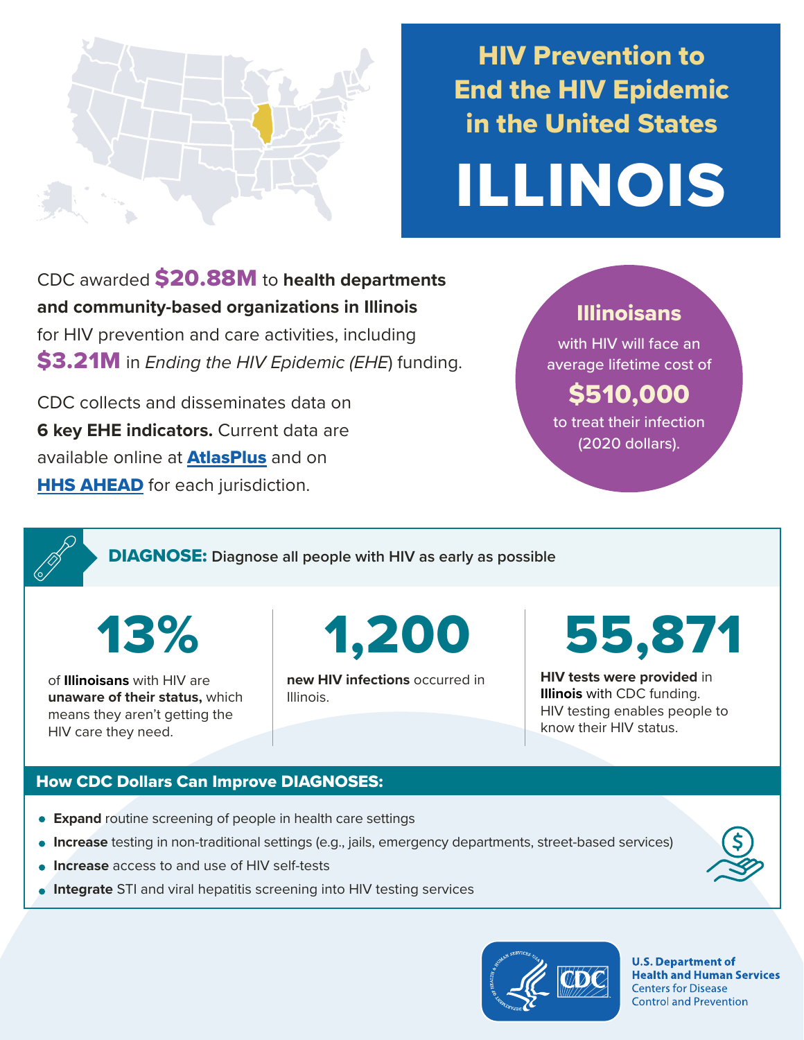# HIV Prevention to End the HIV Epidemic in the United States

# ILLINOIS

CDC awarded **$20.88M** to **health departments and community-based organizations in Illinois** for HIV prevention and care activities, including **$3.21M** in *Ending the HIV Epidemic (EHE)* funding.

CDC collects and disseminates data on **6 key EHE indicators.** Current data are available online at **AtlasPlus** and on **HHS AHEAD** for each jurisdiction.

**Illinoisans** with HIV will face an average lifetime cost of **$510,000** to treat their infection (2020 dollars).

## DIAGNOSE: Diagnose all people with HIV as early as possible

**13%**

of **Illinoisans** with HIV are **unaware of their status,** which means they aren't getting the HIV care they need.

**1,200**

**new HIV infections** occurred in Illinois.

**55,871**

**HIV tests were provided** in **Illinois** with CDC funding. HIV testing enables people to know their HIV status.

### How CDC Dollars Can Improve DIAGNOSES:

- **Expand** routine screening of people in health care settings
- **Increase** testing in non-traditional settings (e.g., jails, emergency departments, street-based services)
- **Increase** access to and use of HIV self-tests
- **Integrate** STI and viral hepatitis screening into HIV testing services

U.S. Department of Health and Human Services
Centers for Disease Control and Prevention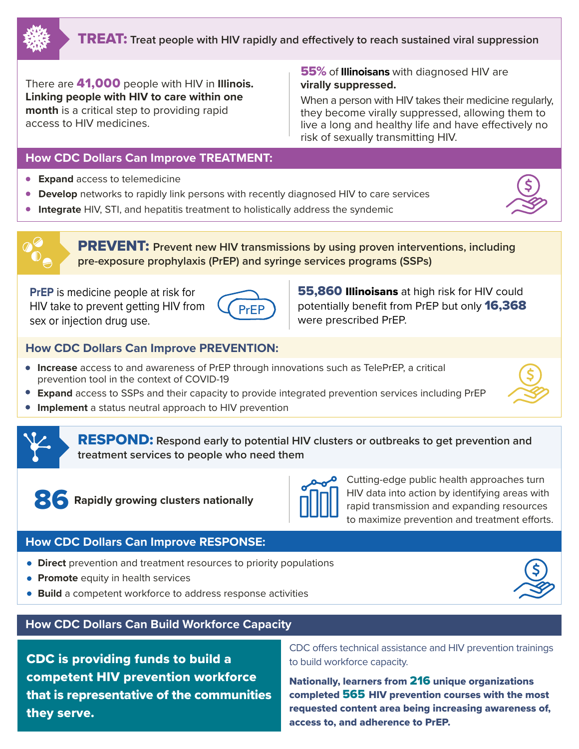## **TREAT:** Treat people with HIV rapidly and effectively to reach sustained viral suppression

There are **41,000** people with HIV in **Illinois. Linking people with HIV to care within one month** is a critical step to providing rapid access to HIV medicines.

**55%** of **Illinoisans** with diagnosed HIV are **virally suppressed.**

When a person with HIV takes their medicine regularly, they become virally suppressed, allowing them to live a long and healthy life and have effectively no risk of sexually transmitting HIV.

### How CDC Dollars Can Improve TREATMENT:

- **Expand** access to telemedicine
- **Develop** networks to rapidly link persons with recently diagnosed HIV to care services
- **Integrate** HIV, STI, and hepatitis treatment to holistically address the syndemic

## **PREVENT:** Prevent new HIV transmissions by using proven interventions, including pre-exposure prophylaxis (PrEP) and syringe services programs (SSPs)

**PrEP** is medicine people at risk for HIV take to prevent getting HIV from sex or injection drug use.

PrEP

**55,860 Illinoisans** at high risk for HIV could potentially benefit from PrEP but only **16,368** were prescribed PrEP.

### How CDC Dollars Can Improve PREVENTION:

- **Increase** access to and awareness of PrEP through innovations such as TelePrEP, a critical prevention tool in the context of COVID-19
- **Expand** access to SSPs and their capacity to provide integrated prevention services including PrEP
- **Implement** a status neutral approach to HIV prevention

## **RESPOND:** Respond early to potential HIV clusters or outbreaks to get prevention and treatment services to people who need them

**86** **Rapidly growing clusters nationally**

Cutting-edge public health approaches turn HIV data into action by identifying areas with rapid transmission and expanding resources to maximize prevention and treatment efforts.

### How CDC Dollars Can Improve RESPONSE:

- **Direct** prevention and treatment resources to priority populations
- **Promote** equity in health services
- **Build** a competent workforce to address response activities

### How CDC Dollars Can Build Workforce Capacity

**CDC is providing funds to build a competent HIV prevention workforce that is representative of the communities they serve.**

CDC offers technical assistance and HIV prevention trainings to build workforce capacity.

**Nationally, learners from 216 unique organizations completed 565 HIV prevention courses with the most requested content area being increasing awareness of, access to, and adherence to PrEP.**